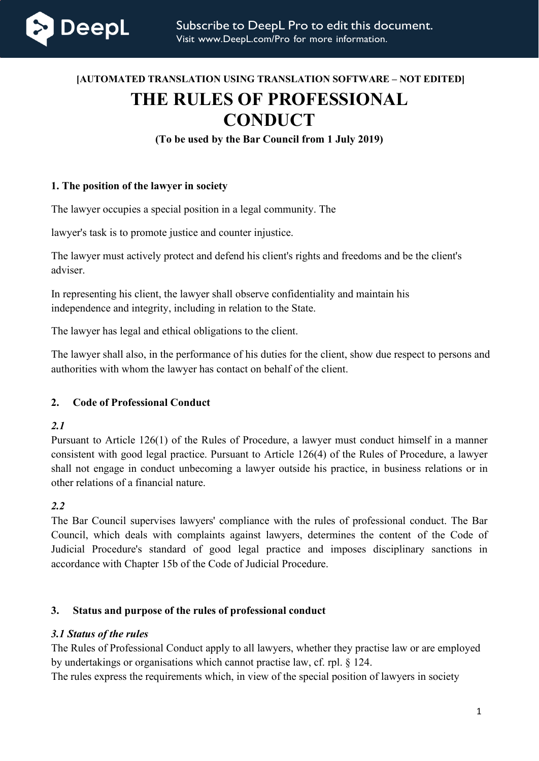[AUTOMATED TRANSLATION USING TRANSLATION SOFTWARE – NOT EDITED]

# THE RULES OF PROFESSIONAL CONDUCT

**(To be used by the Bar Council from 1 July 2019)**

## 1. The position of the lawyer in society

The lawyer occupies a special position in a legal community. The

lawyer's task is to promote justice and counter injustice.

The lawyer must actively protect and defend his client's rights and freedoms and be the client's adviser.

In representing his client, the lawyer shall observe confidentiality and maintain his independence and integrity, including in relation to the State.

The lawyer has legal and ethical obligations to the client.

The lawyer shall also, in the performance of his duties for the client, show due respect to persons and authorities with whom the lawyer has contact on behalf of the client.

## 2. Code of Professional Conduct

***2.1***

Pursuant to Article 126(1) of the Rules of Procedure, a lawyer must conduct himself in a manner consistent with good legal practice. Pursuant to Article 126(4) of the Rules of Procedure, a lawyer shall not engage in conduct unbecoming a lawyer outside his practice, in business relations or in other relations of a financial nature.

***2.2***

The Bar Council supervises lawyers' compliance with the rules of professional conduct. The Bar Council, which deals with complaints against lawyers, determines the content of the Code of Judicial Procedure's standard of good legal practice and imposes disciplinary sanctions in accordance with Chapter 15b of the Code of Judicial Procedure.

## 3. Status and purpose of the rules of professional conduct

***3.1 Status of the rules***

The Rules of Professional Conduct apply to all lawyers, whether they practise law or are employed by undertakings or organisations which cannot practise law, cf. rpl. § 124.

The rules express the requirements which, in view of the special position of lawyers in society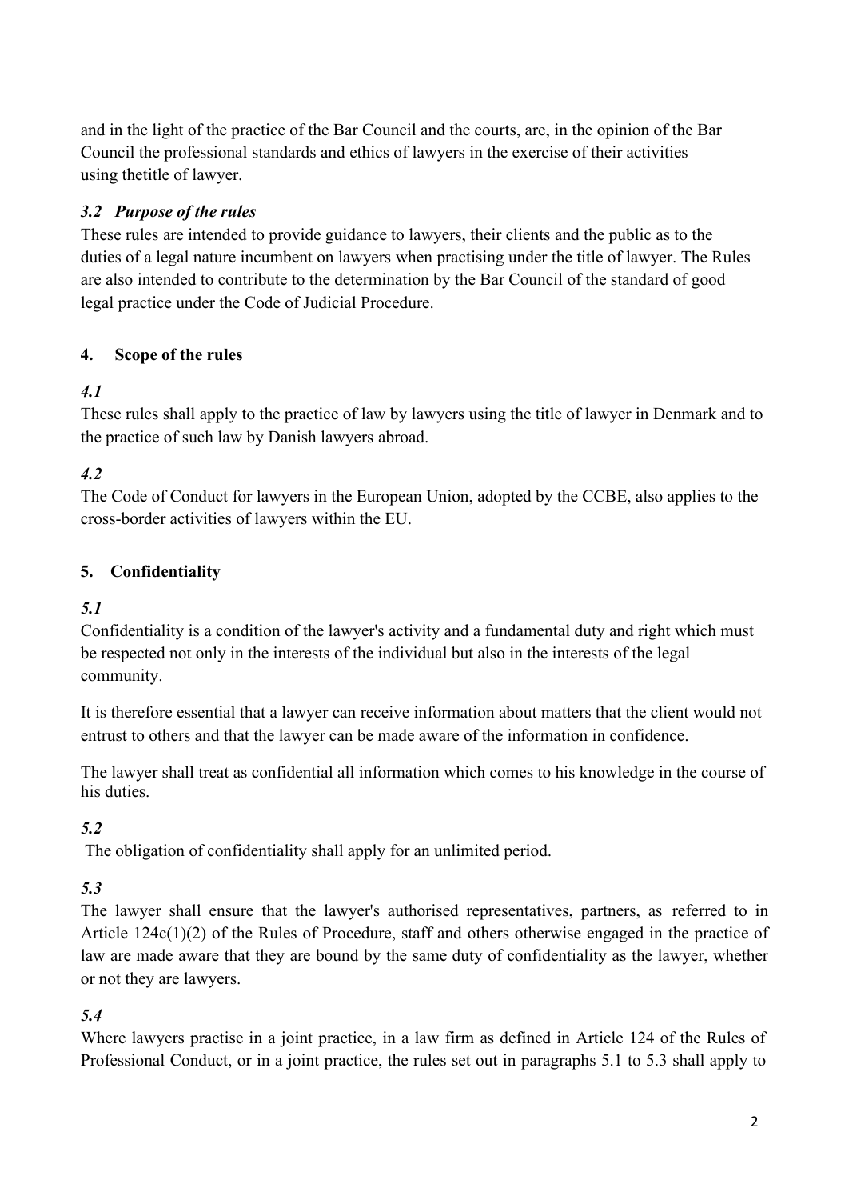and in the light of the practice of the Bar Council and the courts, are, in the opinion of the Bar Council the professional standards and ethics of lawyers in the exercise of their activities using thetitle of lawyer.

### *3.2 Purpose of the rules*

These rules are intended to provide guidance to lawyers, their clients and the public as to the duties of a legal nature incumbent on lawyers when practising under the title of lawyer. The Rules are also intended to contribute to the determination by the Bar Council of the standard of good legal practice under the Code of Judicial Procedure.

## 4. Scope of the rules

### *4.1*

These rules shall apply to the practice of law by lawyers using the title of lawyer in Denmark and to the practice of such law by Danish lawyers abroad.

### *4.2*

The Code of Conduct for lawyers in the European Union, adopted by the CCBE, also applies to the cross-border activities of lawyers within the EU.

## 5. Confidentiality

### *5.1*

Confidentiality is a condition of the lawyer's activity and a fundamental duty and right which must be respected not only in the interests of the individual but also in the interests of the legal community.

It is therefore essential that a lawyer can receive information about matters that the client would not entrust to others and that the lawyer can be made aware of the information in confidence.

The lawyer shall treat as confidential all information which comes to his knowledge in the course of his duties.

### *5.2*

The obligation of confidentiality shall apply for an unlimited period.

### *5.3*

The lawyer shall ensure that the lawyer's authorised representatives, partners, as referred to in Article 124c(1)(2) of the Rules of Procedure, staff and others otherwise engaged in the practice of law are made aware that they are bound by the same duty of confidentiality as the lawyer, whether or not they are lawyers.

### *5.4*

Where lawyers practise in a joint practice, in a law firm as defined in Article 124 of the Rules of Professional Conduct, or in a joint practice, the rules set out in paragraphs 5.1 to 5.3 shall apply to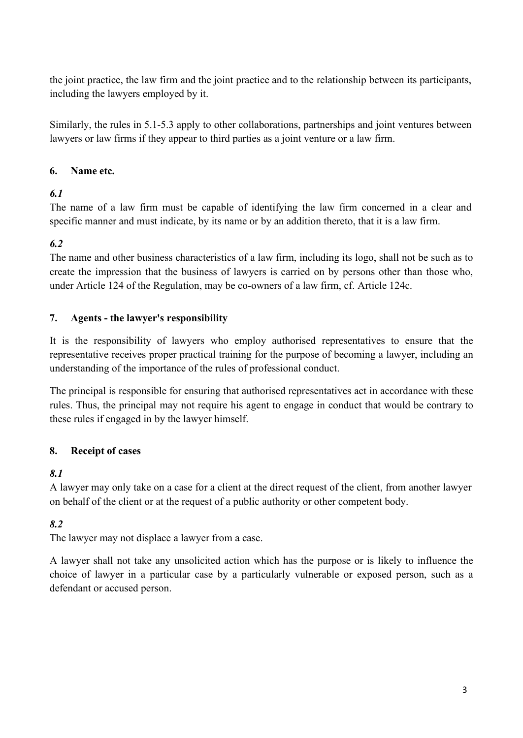the joint practice, the law firm and the joint practice and to the relationship between its participants, including the lawyers employed by it.

Similarly, the rules in 5.1-5.3 apply to other collaborations, partnerships and joint ventures between lawyers or law firms if they appear to third parties as a joint venture or a law firm.

## 6. Name etc.

### *6.1*

The name of a law firm must be capable of identifying the law firm concerned in a clear and specific manner and must indicate, by its name or by an addition thereto, that it is a law firm.

### *6.2*

The name and other business characteristics of a law firm, including its logo, shall not be such as to create the impression that the business of lawyers is carried on by persons other than those who, under Article 124 of the Regulation, may be co-owners of a law firm, cf. Article 124c.

## 7. Agents - the lawyer's responsibility

It is the responsibility of lawyers who employ authorised representatives to ensure that the representative receives proper practical training for the purpose of becoming a lawyer, including an understanding of the importance of the rules of professional conduct.

The principal is responsible for ensuring that authorised representatives act in accordance with these rules. Thus, the principal may not require his agent to engage in conduct that would be contrary to these rules if engaged in by the lawyer himself.

## 8. Receipt of cases

### *8.1*

A lawyer may only take on a case for a client at the direct request of the client, from another lawyer on behalf of the client or at the request of a public authority or other competent body.

### *8.2*

The lawyer may not displace a lawyer from a case.

A lawyer shall not take any unsolicited action which has the purpose or is likely to influence the choice of lawyer in a particular case by a particularly vulnerable or exposed person, such as a defendant or accused person.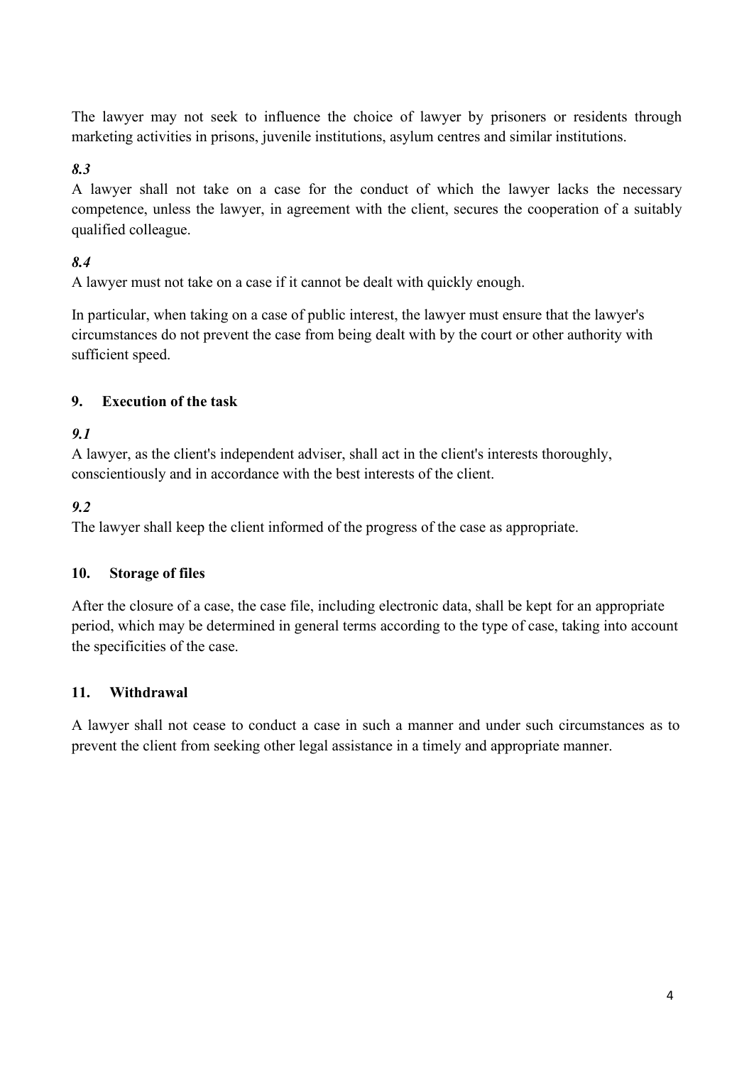The lawyer may not seek to influence the choice of lawyer by prisoners or residents through marketing activities in prisons, juvenile institutions, asylum centres and similar institutions.

***8.3***

A lawyer shall not take on a case for the conduct of which the lawyer lacks the necessary competence, unless the lawyer, in agreement with the client, secures the cooperation of a suitably qualified colleague.

***8.4***

A lawyer must not take on a case if it cannot be dealt with quickly enough.

In particular, when taking on a case of public interest, the lawyer must ensure that the lawyer's circumstances do not prevent the case from being dealt with by the court or other authority with sufficient speed.

## 9. Execution of the task

***9.1***

A lawyer, as the client's independent adviser, shall act in the client's interests thoroughly, conscientiously and in accordance with the best interests of the client.

***9.2***

The lawyer shall keep the client informed of the progress of the case as appropriate.

## 10. Storage of files

After the closure of a case, the case file, including electronic data, shall be kept for an appropriate period, which may be determined in general terms according to the type of case, taking into account the specificities of the case.

## 11. Withdrawal

A lawyer shall not cease to conduct a case in such a manner and under such circumstances as to prevent the client from seeking other legal assistance in a timely and appropriate manner.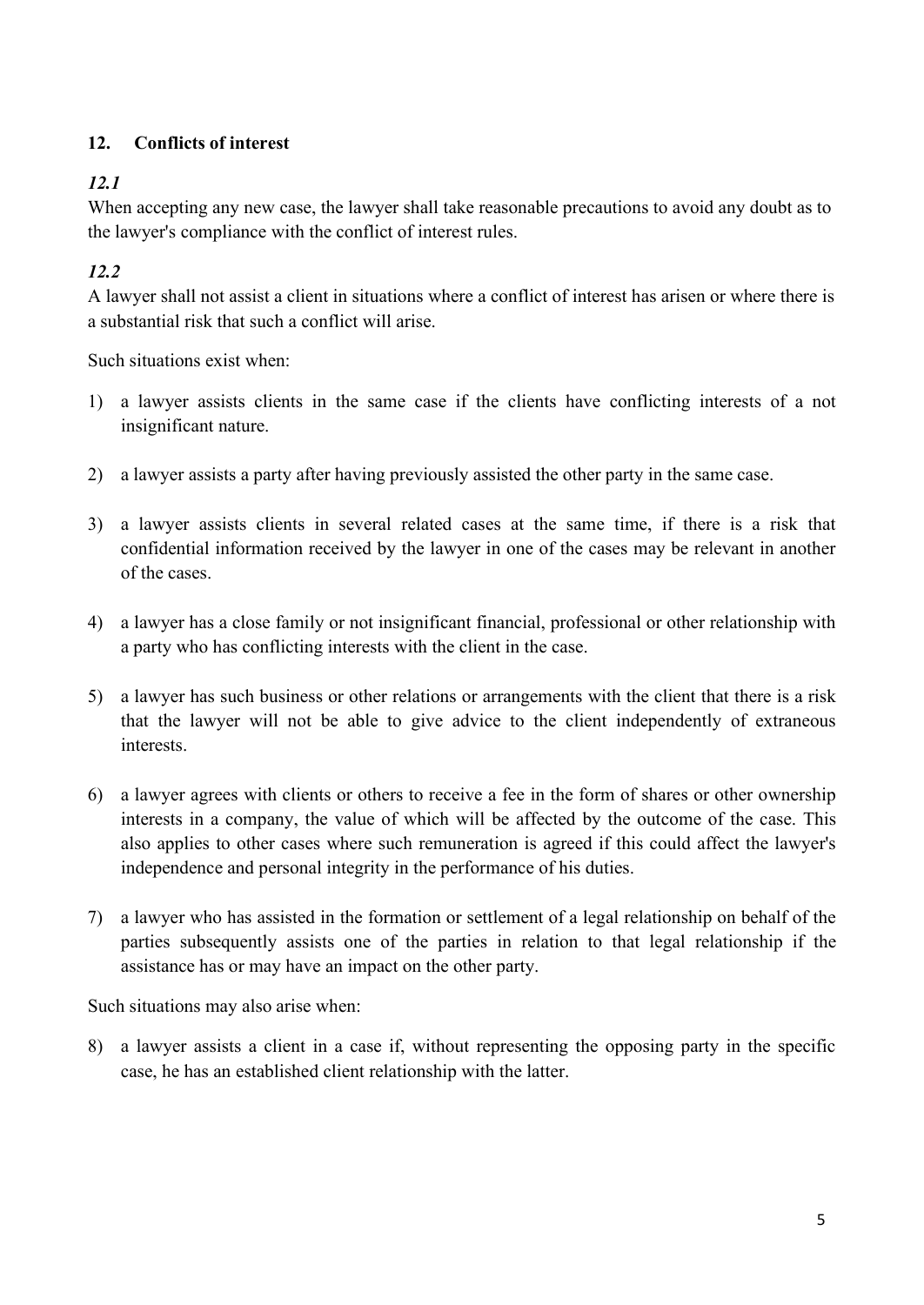## 12. Conflicts of interest

### *12.1*

When accepting any new case, the lawyer shall take reasonable precautions to avoid any doubt as to the lawyer's compliance with the conflict of interest rules.

### *12.2*

A lawyer shall not assist a client in situations where a conflict of interest has arisen or where there is a substantial risk that such a conflict will arise.

Such situations exist when:

1) a lawyer assists clients in the same case if the clients have conflicting interests of a not insignificant nature.

2) a lawyer assists a party after having previously assisted the other party in the same case.

3) a lawyer assists clients in several related cases at the same time, if there is a risk that confidential information received by the lawyer in one of the cases may be relevant in another of the cases.

4) a lawyer has a close family or not insignificant financial, professional or other relationship with a party who has conflicting interests with the client in the case.

5) a lawyer has such business or other relations or arrangements with the client that there is a risk that the lawyer will not be able to give advice to the client independently of extraneous interests.

6) a lawyer agrees with clients or others to receive a fee in the form of shares or other ownership interests in a company, the value of which will be affected by the outcome of the case. This also applies to other cases where such remuneration is agreed if this could affect the lawyer's independence and personal integrity in the performance of his duties.

7) a lawyer who has assisted in the formation or settlement of a legal relationship on behalf of the parties subsequently assists one of the parties in relation to that legal relationship if the assistance has or may have an impact on the other party.

Such situations may also arise when:

8) a lawyer assists a client in a case if, without representing the opposing party in the specific case, he has an established client relationship with the latter.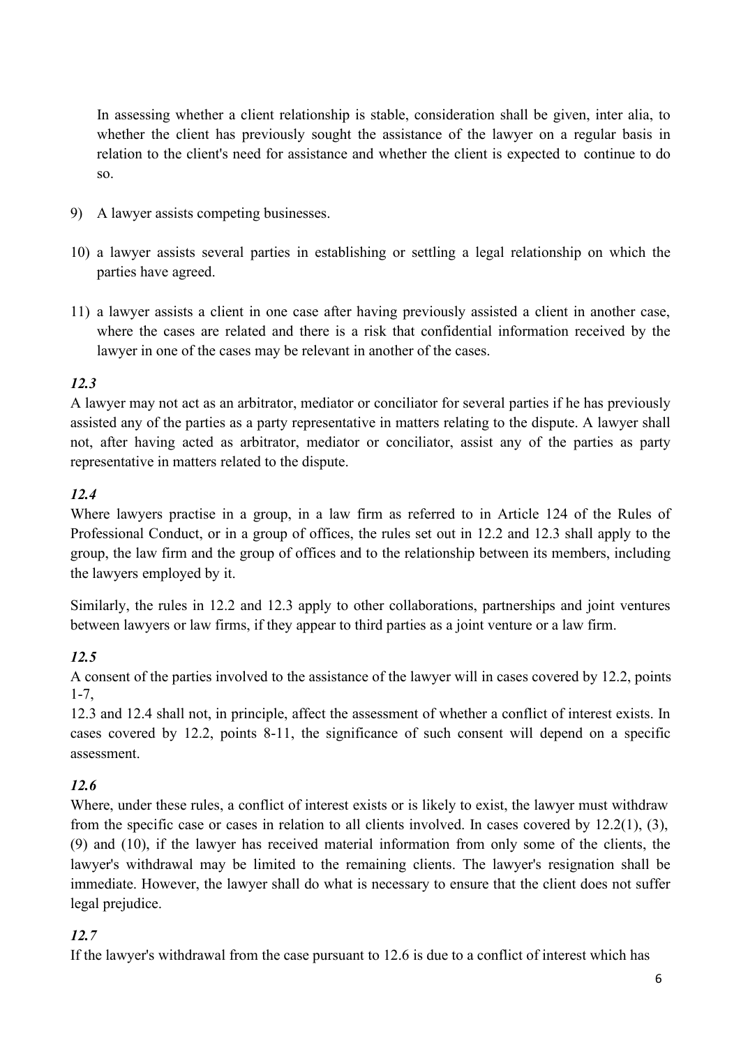In assessing whether a client relationship is stable, consideration shall be given, inter alia, to whether the client has previously sought the assistance of the lawyer on a regular basis in relation to the client's need for assistance and whether the client is expected to continue to do so.

9) A lawyer assists competing businesses.

10) a lawyer assists several parties in establishing or settling a legal relationship on which the parties have agreed.

11) a lawyer assists a client in one case after having previously assisted a client in another case, where the cases are related and there is a risk that confidential information received by the lawyer in one of the cases may be relevant in another of the cases.

### *12.3*

A lawyer may not act as an arbitrator, mediator or conciliator for several parties if he has previously assisted any of the parties as a party representative in matters relating to the dispute. A lawyer shall not, after having acted as arbitrator, mediator or conciliator, assist any of the parties as party representative in matters related to the dispute.

### *12.4*

Where lawyers practise in a group, in a law firm as referred to in Article 124 of the Rules of Professional Conduct, or in a group of offices, the rules set out in 12.2 and 12.3 shall apply to the group, the law firm and the group of offices and to the relationship between its members, including the lawyers employed by it.

Similarly, the rules in 12.2 and 12.3 apply to other collaborations, partnerships and joint ventures between lawyers or law firms, if they appear to third parties as a joint venture or a law firm.

### *12.5*

A consent of the parties involved to the assistance of the lawyer will in cases covered by 12.2, points 1-7,
12.3 and 12.4 shall not, in principle, affect the assessment of whether a conflict of interest exists. In cases covered by 12.2, points 8-11, the significance of such consent will depend on a specific assessment.

### *12.6*

Where, under these rules, a conflict of interest exists or is likely to exist, the lawyer must withdraw from the specific case or cases in relation to all clients involved. In cases covered by 12.2(1), (3), (9) and (10), if the lawyer has received material information from only some of the clients, the lawyer's withdrawal may be limited to the remaining clients. The lawyer's resignation shall be immediate. However, the lawyer shall do what is necessary to ensure that the client does not suffer legal prejudice.

### *12.7*

If the lawyer's withdrawal from the case pursuant to 12.6 is due to a conflict of interest which has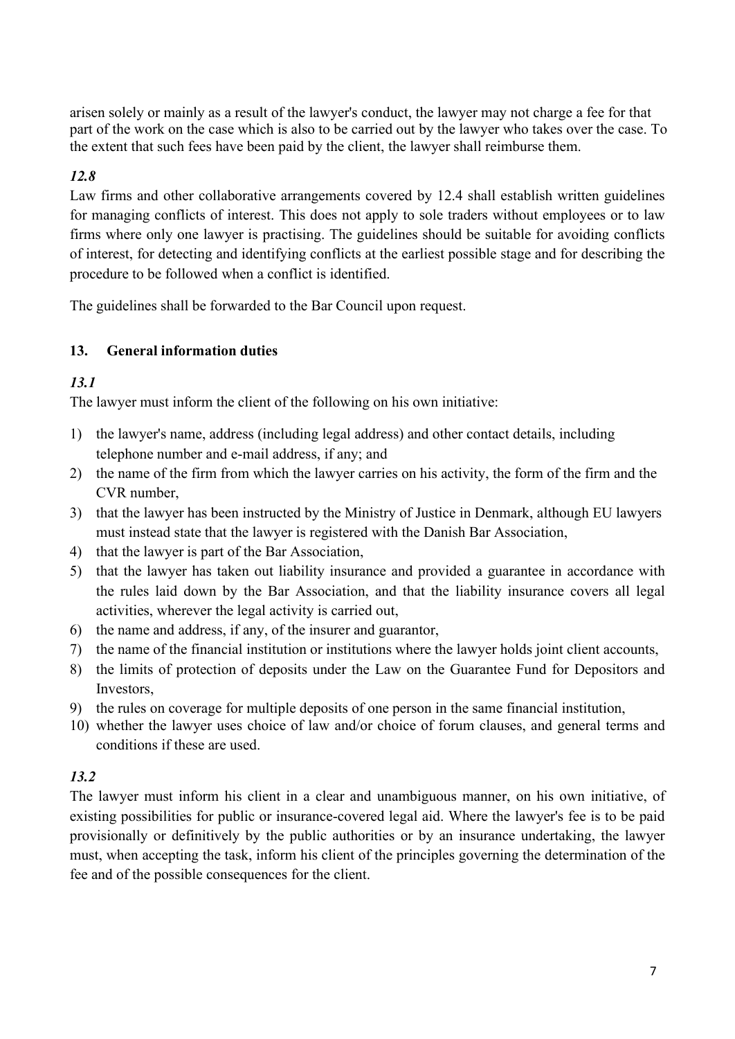arisen solely or mainly as a result of the lawyer's conduct, the lawyer may not charge a fee for that part of the work on the case which is also to be carried out by the lawyer who takes over the case. To the extent that such fees have been paid by the client, the lawyer shall reimburse them.

### *12.8*

Law firms and other collaborative arrangements covered by 12.4 shall establish written guidelines for managing conflicts of interest. This does not apply to sole traders without employees or to law firms where only one lawyer is practising. The guidelines should be suitable for avoiding conflicts of interest, for detecting and identifying conflicts at the earliest possible stage and for describing the procedure to be followed when a conflict is identified.

The guidelines shall be forwarded to the Bar Council upon request.

## 13. General information duties

### *13.1*

The lawyer must inform the client of the following on his own initiative:

1) the lawyer's name, address (including legal address) and other contact details, including telephone number and e-mail address, if any; and
2) the name of the firm from which the lawyer carries on his activity, the form of the firm and the CVR number,
3) that the lawyer has been instructed by the Ministry of Justice in Denmark, although EU lawyers must instead state that the lawyer is registered with the Danish Bar Association,
4) that the lawyer is part of the Bar Association,
5) that the lawyer has taken out liability insurance and provided a guarantee in accordance with the rules laid down by the Bar Association, and that the liability insurance covers all legal activities, wherever the legal activity is carried out,
6) the name and address, if any, of the insurer and guarantor,
7) the name of the financial institution or institutions where the lawyer holds joint client accounts,
8) the limits of protection of deposits under the Law on the Guarantee Fund for Depositors and Investors,
9) the rules on coverage for multiple deposits of one person in the same financial institution,
10) whether the lawyer uses choice of law and/or choice of forum clauses, and general terms and conditions if these are used.

### *13.2*

The lawyer must inform his client in a clear and unambiguous manner, on his own initiative, of existing possibilities for public or insurance-covered legal aid. Where the lawyer's fee is to be paid provisionally or definitively by the public authorities or by an insurance undertaking, the lawyer must, when accepting the task, inform his client of the principles governing the determination of the fee and of the possible consequences for the client.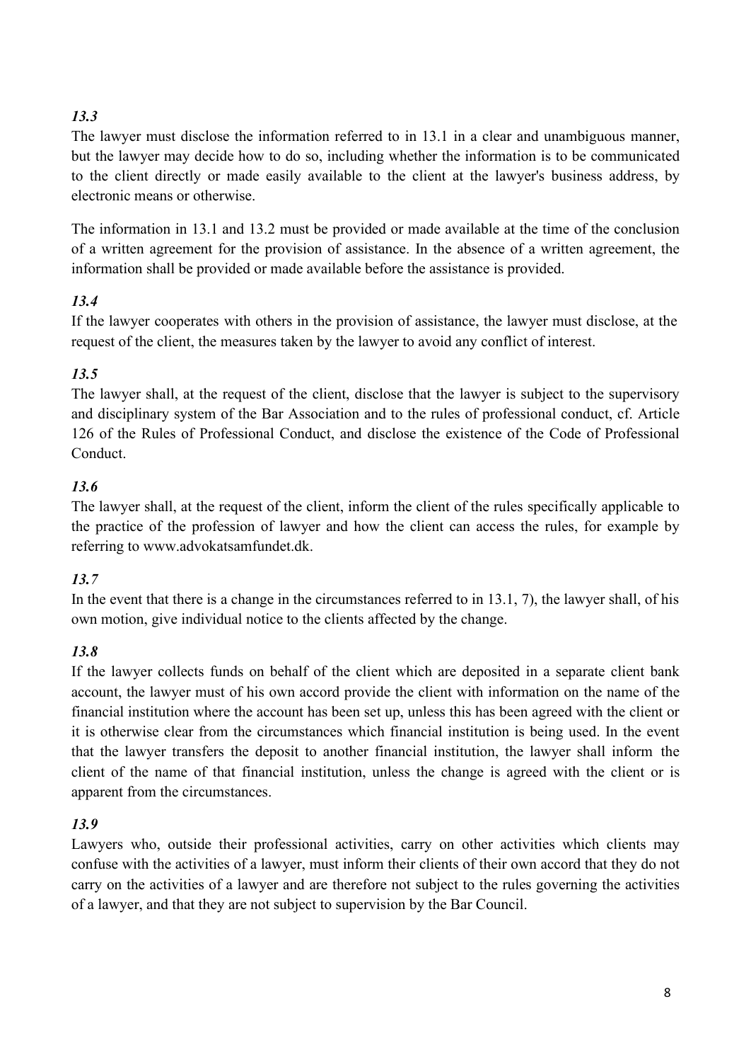*13.3*

The lawyer must disclose the information referred to in 13.1 in a clear and unambiguous manner, but the lawyer may decide how to do so, including whether the information is to be communicated to the client directly or made easily available to the client at the lawyer's business address, by electronic means or otherwise.

The information in 13.1 and 13.2 must be provided or made available at the time of the conclusion of a written agreement for the provision of assistance. In the absence of a written agreement, the information shall be provided or made available before the assistance is provided.

*13.4*

If the lawyer cooperates with others in the provision of assistance, the lawyer must disclose, at the request of the client, the measures taken by the lawyer to avoid any conflict of interest.

*13.5*

The lawyer shall, at the request of the client, disclose that the lawyer is subject to the supervisory and disciplinary system of the Bar Association and to the rules of professional conduct, cf. Article 126 of the Rules of Professional Conduct, and disclose the existence of the Code of Professional Conduct.

*13.6*

The lawyer shall, at the request of the client, inform the client of the rules specifically applicable to the practice of the profession of lawyer and how the client can access the rules, for example by referring to www.advokatsamfundet.dk.

*13.7*

In the event that there is a change in the circumstances referred to in 13.1, 7), the lawyer shall, of his own motion, give individual notice to the clients affected by the change.

*13.8*

If the lawyer collects funds on behalf of the client which are deposited in a separate client bank account, the lawyer must of his own accord provide the client with information on the name of the financial institution where the account has been set up, unless this has been agreed with the client or it is otherwise clear from the circumstances which financial institution is being used. In the event that the lawyer transfers the deposit to another financial institution, the lawyer shall inform the client of the name of that financial institution, unless the change is agreed with the client or is apparent from the circumstances.

*13.9*

Lawyers who, outside their professional activities, carry on other activities which clients may confuse with the activities of a lawyer, must inform their clients of their own accord that they do not carry on the activities of a lawyer and are therefore not subject to the rules governing the activities of a lawyer, and that they are not subject to supervision by the Bar Council.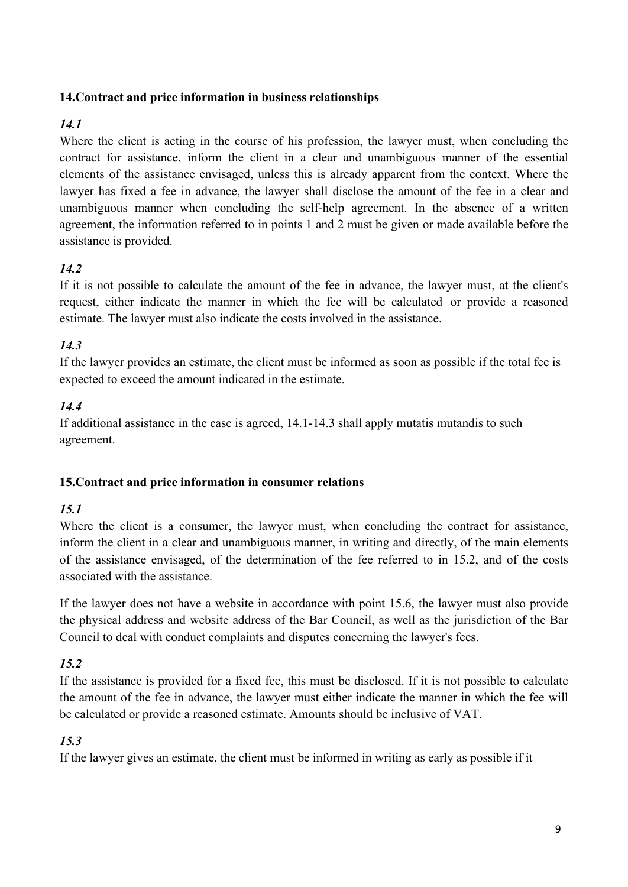## 14.Contract and price information in business relationships

### *14.1*

Where the client is acting in the course of his profession, the lawyer must, when concluding the contract for assistance, inform the client in a clear and unambiguous manner of the essential elements of the assistance envisaged, unless this is already apparent from the context. Where the lawyer has fixed a fee in advance, the lawyer shall disclose the amount of the fee in a clear and unambiguous manner when concluding the self-help agreement. In the absence of a written agreement, the information referred to in points 1 and 2 must be given or made available before the assistance is provided.

### *14.2*

If it is not possible to calculate the amount of the fee in advance, the lawyer must, at the client's request, either indicate the manner in which the fee will be calculated or provide a reasoned estimate. The lawyer must also indicate the costs involved in the assistance.

### *14.3*

If the lawyer provides an estimate, the client must be informed as soon as possible if the total fee is expected to exceed the amount indicated in the estimate.

### *14.4*

If additional assistance in the case is agreed, 14.1-14.3 shall apply mutatis mutandis to such agreement.

## 15.Contract and price information in consumer relations

### *15.1*

Where the client is a consumer, the lawyer must, when concluding the contract for assistance, inform the client in a clear and unambiguous manner, in writing and directly, of the main elements of the assistance envisaged, of the determination of the fee referred to in 15.2, and of the costs associated with the assistance.

If the lawyer does not have a website in accordance with point 15.6, the lawyer must also provide the physical address and website address of the Bar Council, as well as the jurisdiction of the Bar Council to deal with conduct complaints and disputes concerning the lawyer's fees.

### *15.2*

If the assistance is provided for a fixed fee, this must be disclosed. If it is not possible to calculate the amount of the fee in advance, the lawyer must either indicate the manner in which the fee will be calculated or provide a reasoned estimate. Amounts should be inclusive of VAT.

### *15.3*

If the lawyer gives an estimate, the client must be informed in writing as early as possible if it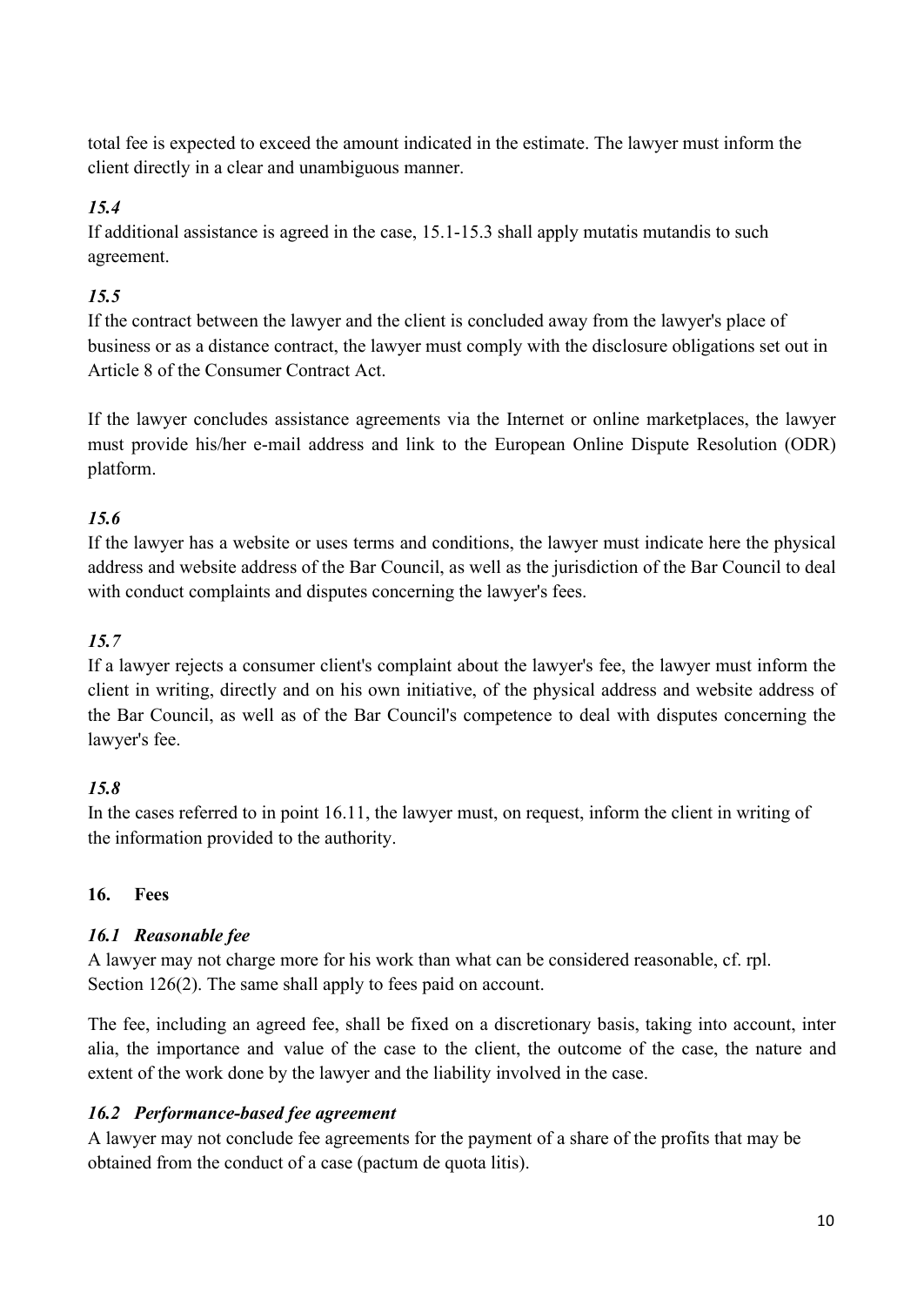total fee is expected to exceed the amount indicated in the estimate. The lawyer must inform the client directly in a clear and unambiguous manner.

### *15.4*

If additional assistance is agreed in the case, 15.1-15.3 shall apply mutatis mutandis to such agreement.

### *15.5*

If the contract between the lawyer and the client is concluded away from the lawyer's place of business or as a distance contract, the lawyer must comply with the disclosure obligations set out in Article 8 of the Consumer Contract Act.

If the lawyer concludes assistance agreements via the Internet or online marketplaces, the lawyer must provide his/her e-mail address and link to the European Online Dispute Resolution (ODR) platform.

### *15.6*

If the lawyer has a website or uses terms and conditions, the lawyer must indicate here the physical address and website address of the Bar Council, as well as the jurisdiction of the Bar Council to deal with conduct complaints and disputes concerning the lawyer's fees.

### *15.7*

If a lawyer rejects a consumer client's complaint about the lawyer's fee, the lawyer must inform the client in writing, directly and on his own initiative, of the physical address and website address of the Bar Council, as well as of the Bar Council's competence to deal with disputes concerning the lawyer's fee.

### *15.8*

In the cases referred to in point 16.11, the lawyer must, on request, inform the client in writing of the information provided to the authority.

## 16. Fees

### *16.1 Reasonable fee*

A lawyer may not charge more for his work than what can be considered reasonable, cf. rpl. Section 126(2). The same shall apply to fees paid on account.

The fee, including an agreed fee, shall be fixed on a discretionary basis, taking into account, inter alia, the importance and value of the case to the client, the outcome of the case, the nature and extent of the work done by the lawyer and the liability involved in the case.

### *16.2 Performance-based fee agreement*

A lawyer may not conclude fee agreements for the payment of a share of the profits that may be obtained from the conduct of a case (pactum de quota litis).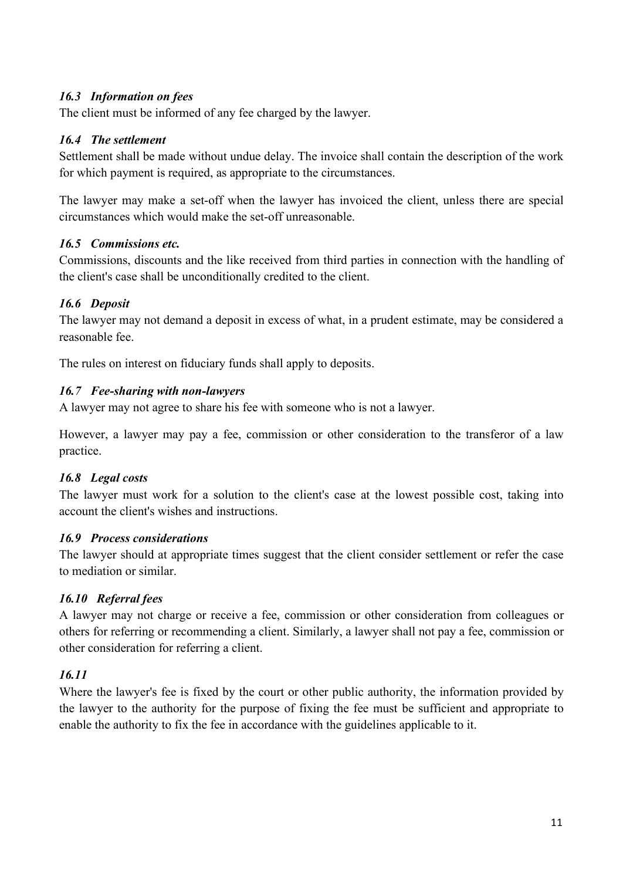### *16.3 Information on fees*

The client must be informed of any fee charged by the lawyer.

### *16.4 The settlement*

Settlement shall be made without undue delay. The invoice shall contain the description of the work for which payment is required, as appropriate to the circumstances.

The lawyer may make a set-off when the lawyer has invoiced the client, unless there are special circumstances which would make the set-off unreasonable.

### *16.5 Commissions etc.*

Commissions, discounts and the like received from third parties in connection with the handling of the client's case shall be unconditionally credited to the client.

### *16.6 Deposit*

The lawyer may not demand a deposit in excess of what, in a prudent estimate, may be considered a reasonable fee.

The rules on interest on fiduciary funds shall apply to deposits.

### *16.7 Fee-sharing with non-lawyers*

A lawyer may not agree to share his fee with someone who is not a lawyer.

However, a lawyer may pay a fee, commission or other consideration to the transferor of a law practice.

### *16.8 Legal costs*

The lawyer must work for a solution to the client's case at the lowest possible cost, taking into account the client's wishes and instructions.

### *16.9 Process considerations*

The lawyer should at appropriate times suggest that the client consider settlement or refer the case to mediation or similar.

### *16.10 Referral fees*

A lawyer may not charge or receive a fee, commission or other consideration from colleagues or others for referring or recommending a client. Similarly, a lawyer shall not pay a fee, commission or other consideration for referring a client.

### *16.11*

Where the lawyer's fee is fixed by the court or other public authority, the information provided by the lawyer to the authority for the purpose of fixing the fee must be sufficient and appropriate to enable the authority to fix the fee in accordance with the guidelines applicable to it.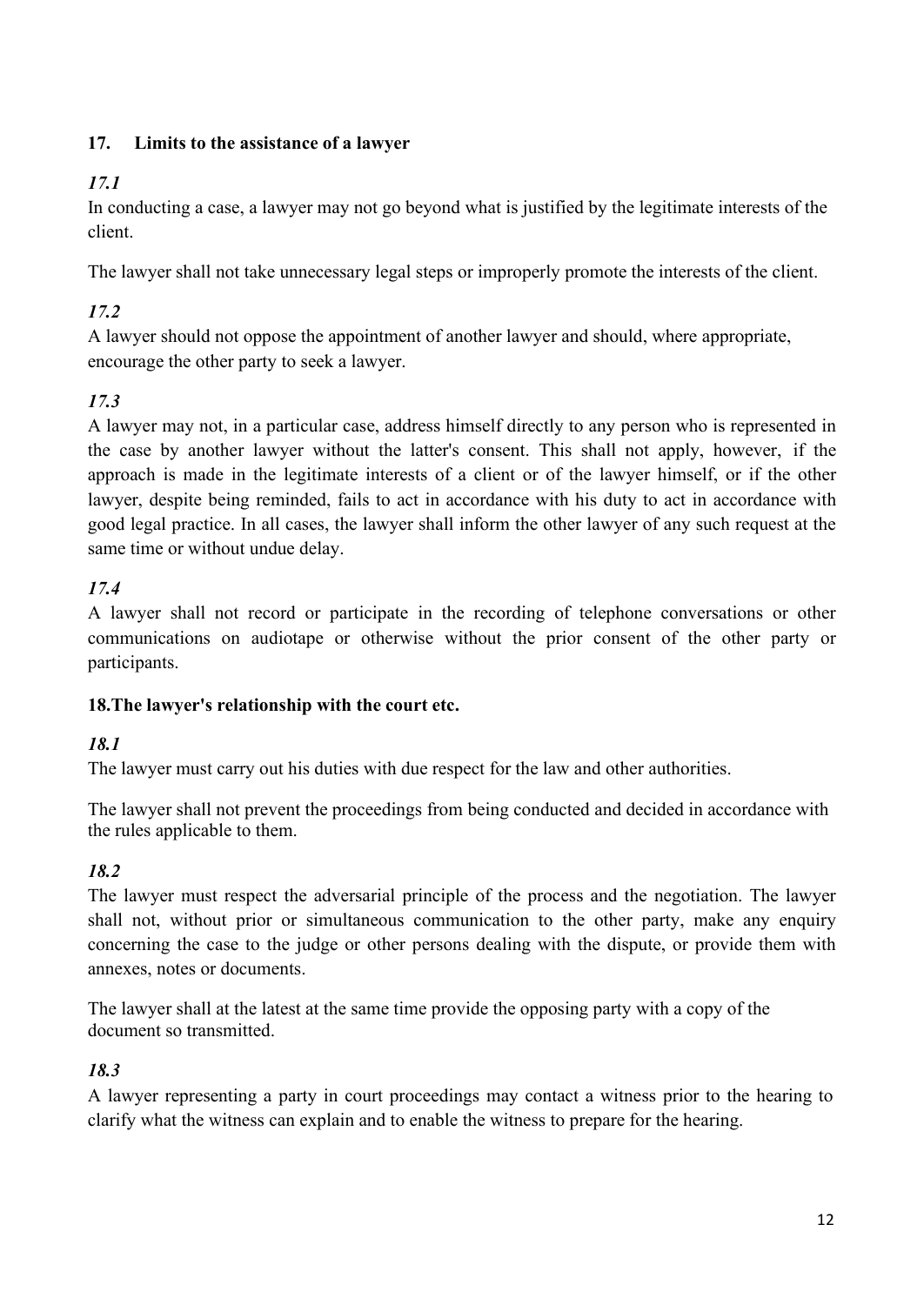## 17. Limits to the assistance of a lawyer

### *17.1*

In conducting a case, a lawyer may not go beyond what is justified by the legitimate interests of the client.

The lawyer shall not take unnecessary legal steps or improperly promote the interests of the client.

### *17.2*

A lawyer should not oppose the appointment of another lawyer and should, where appropriate, encourage the other party to seek a lawyer.

### *17.3*

A lawyer may not, in a particular case, address himself directly to any person who is represented in the case by another lawyer without the latter's consent. This shall not apply, however, if the approach is made in the legitimate interests of a client or of the lawyer himself, or if the other lawyer, despite being reminded, fails to act in accordance with his duty to act in accordance with good legal practice. In all cases, the lawyer shall inform the other lawyer of any such request at the same time or without undue delay.

### *17.4*

A lawyer shall not record or participate in the recording of telephone conversations or other communications on audiotape or otherwise without the prior consent of the other party or participants.

## 18.The lawyer's relationship with the court etc.

### *18.1*

The lawyer must carry out his duties with due respect for the law and other authorities.

The lawyer shall not prevent the proceedings from being conducted and decided in accordance with the rules applicable to them.

### *18.2*

The lawyer must respect the adversarial principle of the process and the negotiation. The lawyer shall not, without prior or simultaneous communication to the other party, make any enquiry concerning the case to the judge or other persons dealing with the dispute, or provide them with annexes, notes or documents.

The lawyer shall at the latest at the same time provide the opposing party with a copy of the document so transmitted.

### *18.3*

A lawyer representing a party in court proceedings may contact a witness prior to the hearing to clarify what the witness can explain and to enable the witness to prepare for the hearing.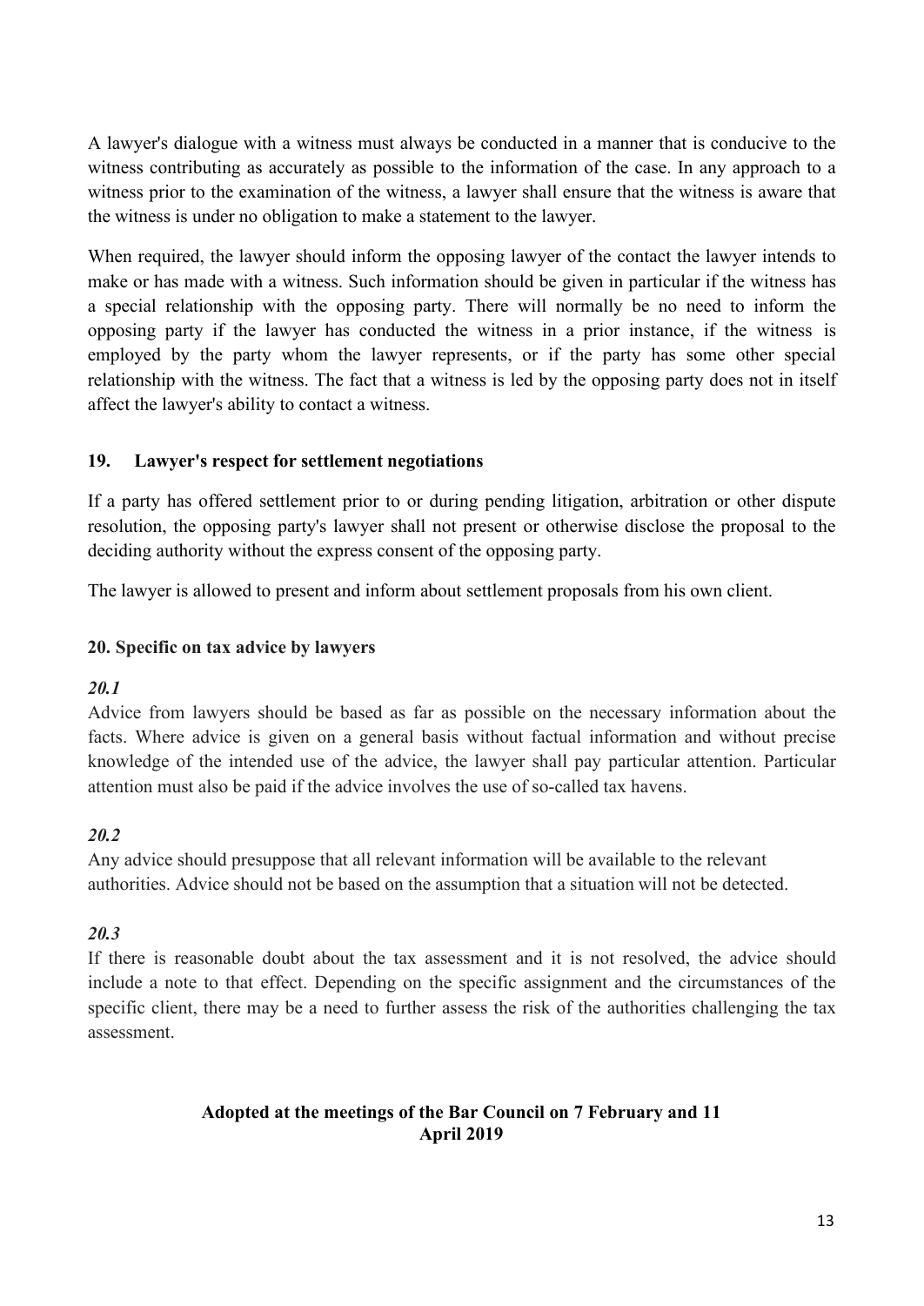A lawyer's dialogue with a witness must always be conducted in a manner that is conducive to the witness contributing as accurately as possible to the information of the case. In any approach to a witness prior to the examination of the witness, a lawyer shall ensure that the witness is aware that the witness is under no obligation to make a statement to the lawyer.

When required, the lawyer should inform the opposing lawyer of the contact the lawyer intends to make or has made with a witness. Such information should be given in particular if the witness has a special relationship with the opposing party. There will normally be no need to inform the opposing party if the lawyer has conducted the witness in a prior instance, if the witness is employed by the party whom the lawyer represents, or if the party has some other special relationship with the witness. The fact that a witness is led by the opposing party does not in itself affect the lawyer's ability to contact a witness.

## 19. Lawyer's respect for settlement negotiations

If a party has offered settlement prior to or during pending litigation, arbitration or other dispute resolution, the opposing party's lawyer shall not present or otherwise disclose the proposal to the deciding authority without the express consent of the opposing party.

The lawyer is allowed to present and inform about settlement proposals from his own client.

## 20. Specific on tax advice by lawyers

### *20.1*

Advice from lawyers should be based as far as possible on the necessary information about the facts. Where advice is given on a general basis without factual information and without precise knowledge of the intended use of the advice, the lawyer shall pay particular attention. Particular attention must also be paid if the advice involves the use of so-called tax havens.

### *20.2*

Any advice should presuppose that all relevant information will be available to the relevant authorities. Advice should not be based on the assumption that a situation will not be detected.

### *20.3*

If there is reasonable doubt about the tax assessment and it is not resolved, the advice should include a note to that effect. Depending on the specific assignment and the circumstances of the specific client, there may be a need to further assess the risk of the authorities challenging the tax assessment.

**Adopted at the meetings of the Bar Council on 7 February and 11 April 2019**